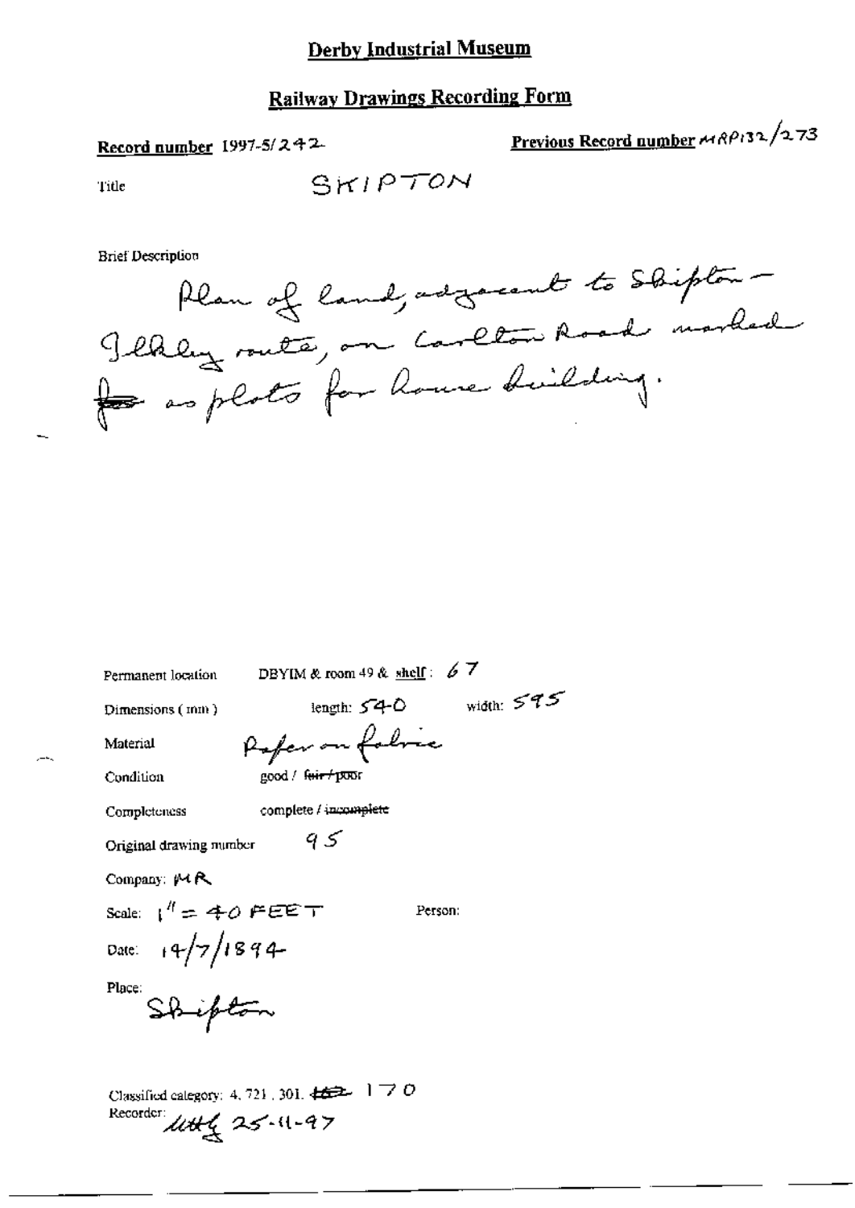# Derby Industrial Museum

## Railway Drawings Recording Form

**Record number** 1997-5/242

**Previous Record number** MRP132/273

Title SKIPTON

Brief Description

Plan of land, adjacent to Skipton - Ilkley route, on Carlton Road marked ~~for~~ as plots for house building.

Permanent location DBYIM & room 49 & **shelf**: 67

Dimensions (mm) length: 540 width: 595

Material Paper on fabric

Condition good / ~~fair / poor~~

Completeness complete / ~~incomplete~~

Original drawing number 95

Company: MR

Scale: 1" = 40 FEET

Person:

Date: 14/7/1894

Place: Skipton

Classified category: 4. 721. 301. ~~162~~ 170

Recorder: ut4 25-11-97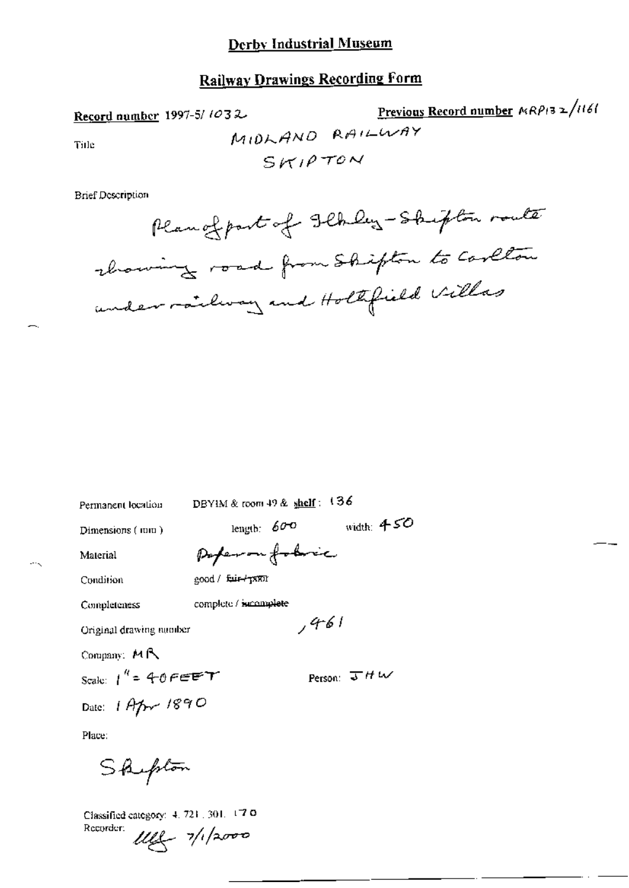# Derby Industrial Museum

## Railway Drawings Recording Form

**Record number** 1997-5/ 1032

**Previous Record number** MRP132/1161

Title

MIDLAND RAILWAY
SKIPTON

Brief Description

Plan of part of Ilkley-Skipton route showing road from Skipton to Carlton under railway and Holtfield Villas

Permanent location DBYIM & room 49 & shelf: 136

Dimensions (mm) length: 600 width: 450

Material Paper on fabric

Condition good / ~~fair / poor~~

Completeness complete / ~~incomplete~~

Original drawing number ,461

Company: MR

Scale: 1" = 40 FEET

Person: JHW

Date: 1 Apr 1890

Place:

Skipton

Classified category: 4. 721. 301. 170

Recorder: [signature] 7/1/2000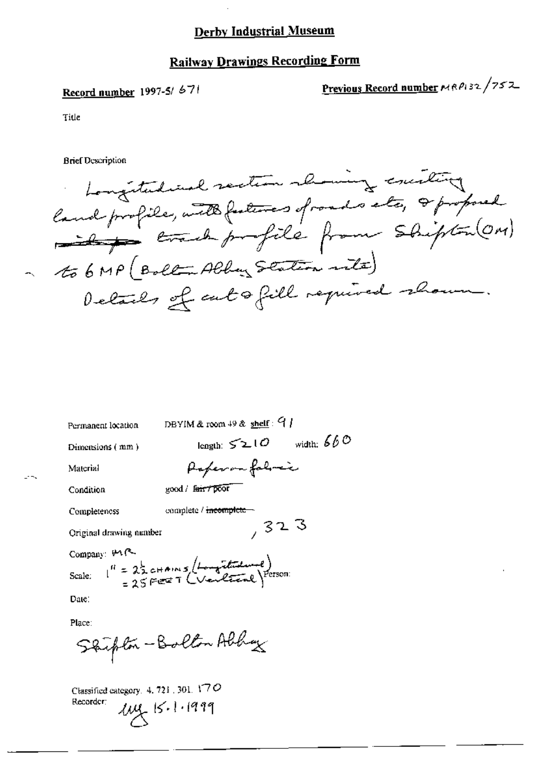# Derby Industrial Museum

## Railway Drawings Recording Form

**Record number** 1997-5/ 671

**Previous Record number** MRP132/752

Title

Brief Description

Longitudinal section showing existing land profile, with features of roads etc, & proposed ~~s~~ track profile from Skipton (OM) to 6 MP (Bolton Abbey Station site)
Details of cut & fill required shown.

Permanent location: DBYIM & room 49 & **shelf**: 91

Dimensions (mm): length: 5210 width: 660

Material: Paper on fabric

Condition: good / ~~fair / poor~~

Completeness: complete / ~~incomplete~~

Original drawing number: , 323

Company: MR

Scale: 1" = 2½ CHAINS (Longitudinal)
= 25 FEET (Vertical)

Person:

Date:

Place:

Skipton - Bolton Abbey

Classified category: 4. 721. 301. 170

Recorder: мg 15.1.1999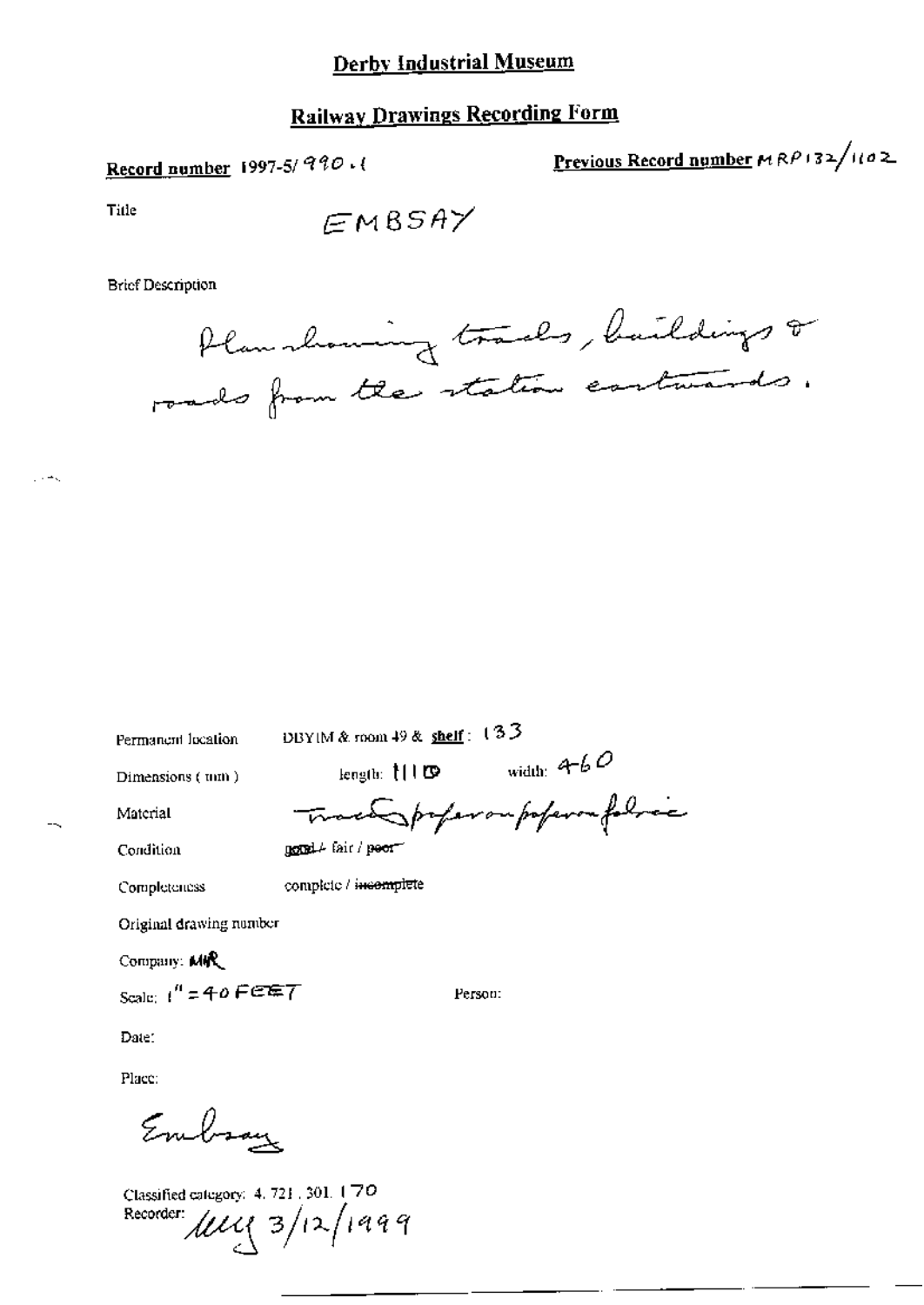# Derby Industrial Museum

## Railway Drawings Recording Form

**Record number** 1997-5/990.1

**Previous Record number** MRP132/1102

Title: EMBSAY

Brief Description

Plan showing tracks, buildings & roads from the station eastwards.

Permanent location: DBYIM & room 49 & **shelf**: 133

Dimensions (mm): length: 1110 width: 460

Material: Tracing paper on paper on fabric

Condition: ~~good~~ / fair / ~~poor~~

Completeness: complete / ~~incomplete~~

Original drawing number

Company: MR

Scale: 1" = 40 FEET

Person:

Date:

Place:

Embsay

Classified category: 4.721.301.170

Recorder: MG 3/12/1999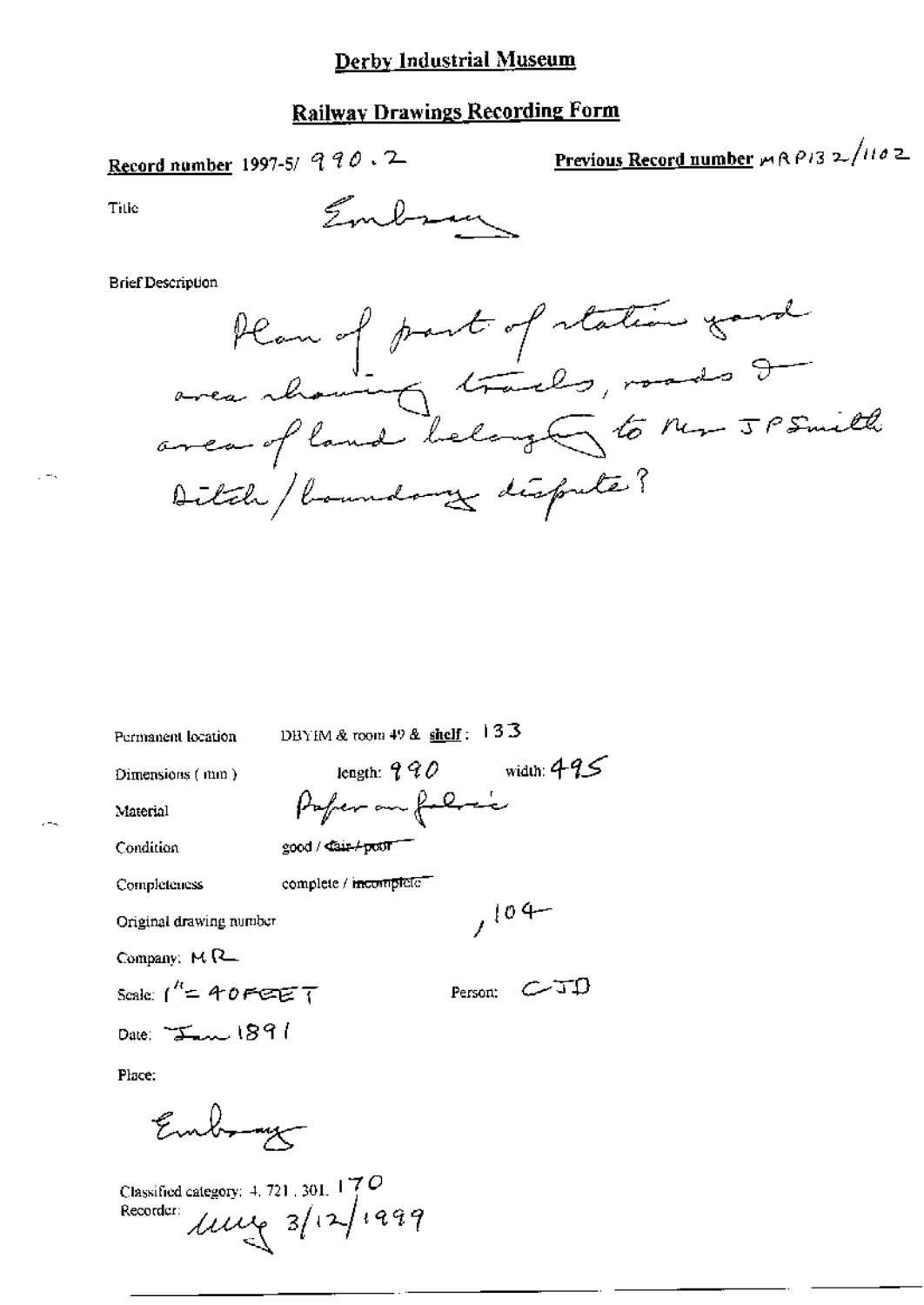# Derby Industrial Museum

## Railway Drawings Recording Form

**Record number** 1997-5/ 990.2

**Previous Record number** MRP132/1102

Title: Embsay

Brief Description

Plan of part of station yard area showing tracks, roads & area of land belonging to Mr J P Smith. Ditch/boundary dispute?

Permanent location: DBYIM & room 49 & **shelf**: 133

Dimensions (mm): length: 990 width: 495

Material: Paper on fabric

Condition: good / ~~fair / poor~~

Completeness: complete / ~~incomplete~~

Original drawing number: ,104

Company: MR

Scale: 1" = 40 FEET

Person: CJD

Date: Jan 1891

Place:

Embsay

Classified category: 4. 721. 301. 170

Recorder: MMG 3/12/1999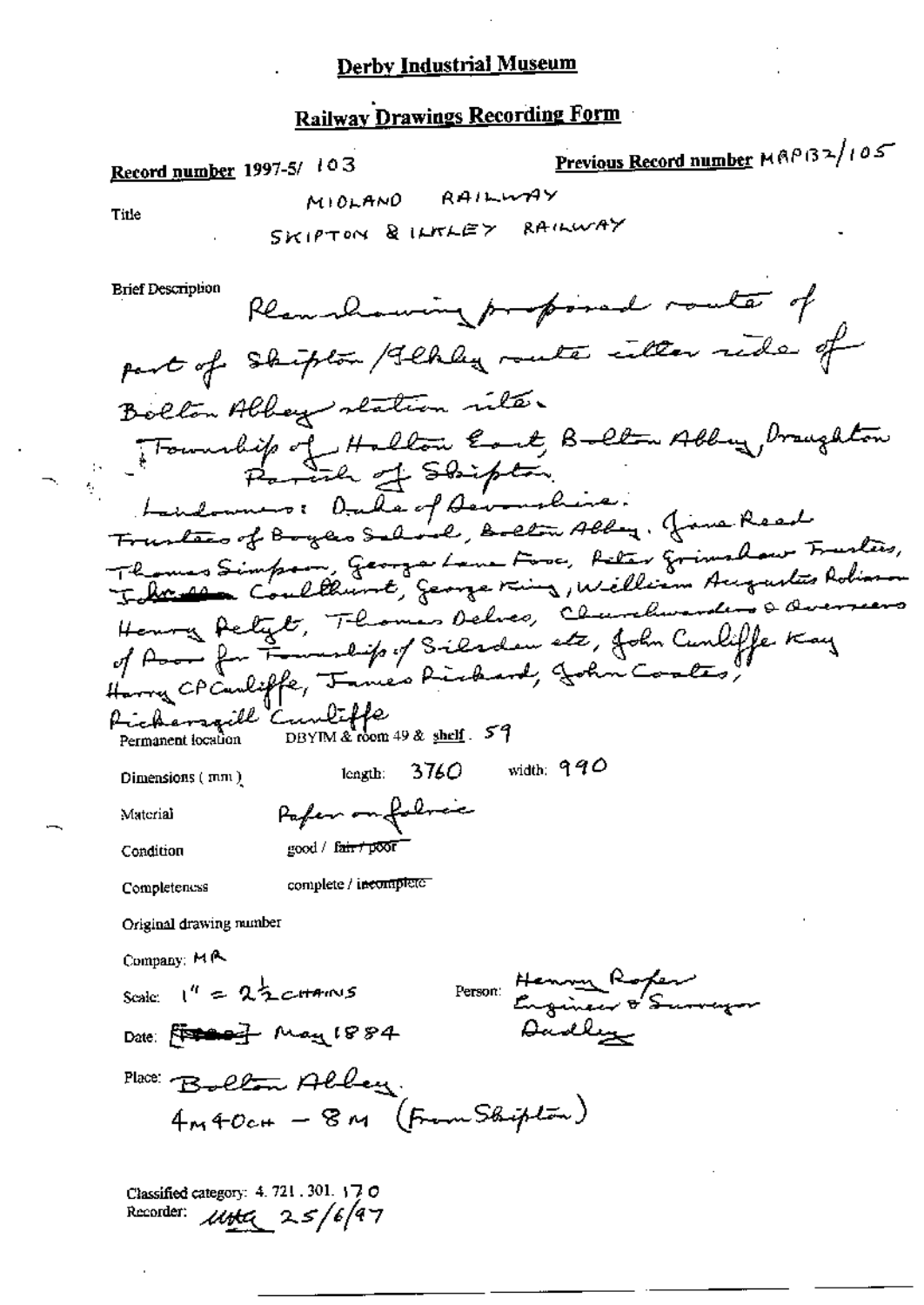# Derby Industrial Museum

## Railway Drawings Recording Form

**Record number** 1997-5/ 103

**Previous Record number** MAP132/105

Title

MIDLAND RAILWAY

SKIPTON & ILKLEY RAILWAY

Brief Description

Plan showing proposed route of part of Skipton/Ilkley route either side of Bolton Abbey station site.

Township of Halton East, Bolton Abbey, Draughton Parish of Skipton.

Landowners: Duke of Devonshire.

Trustees of Boyles School, Bolton Abbey. Jane Read

Thomas Simpson, George Lane Fox, Peter Grimshaw Trustees, ~~John~~ Coulthurst, George King, William Augustus Robinson

Henry Pelyt, Thomas Delves, Churchwardens & Overseers of Poor for Township of Silsden etc, John Cunliffe Kay

Harry CP Cunliffe, James Pickard, John Coates,

Pickersgill Cunliffe

Permanent location DBYIM & room 49 & shelf . 59

Dimensions (mm) length: 3760 width: 990

Material Paper on fabric

Condition good / ~~fair / poor~~

Completeness complete / ~~incomplete~~

Original drawing number

Company: MR

Scale: 1" = 2½ CHAINS

Person: Henry Roper Engineer & Surveyor Dudley

Date: ~~[illegible]~~ May 1884

Place: Bolton Abbey. 4M 40CH – 8M (From Skipton)

Classified category: 4. 721 . 301. 170

Recorder: [initials] 25/6/97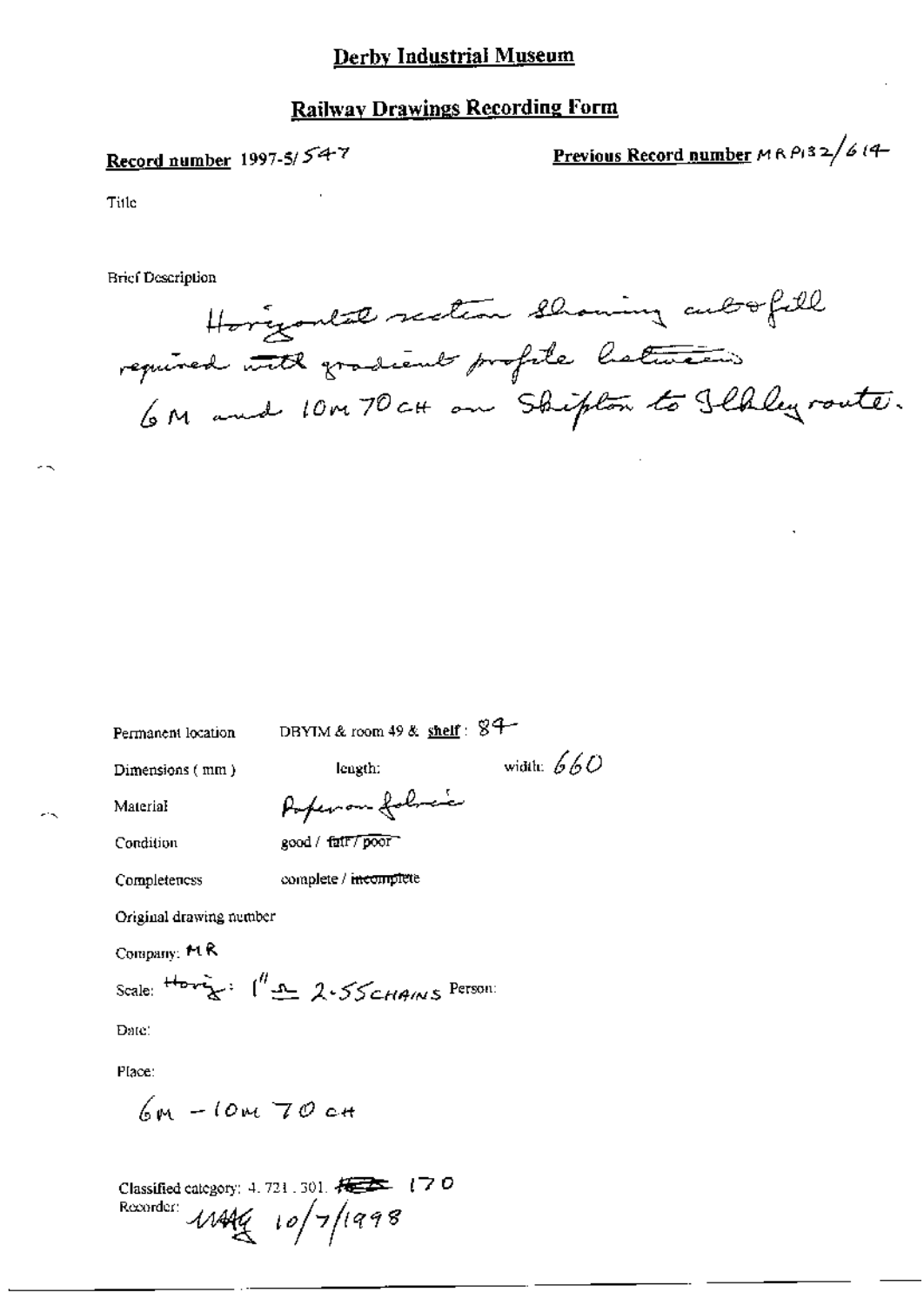# Derby Industrial Museum

## Railway Drawings Recording Form

**Record number** 1997-5/547

**Previous Record number** MRP132/614

Title

Brief Description

Horizontal section showing cut & fill required with gradient profile between 6M and 10M 70CH on Skipton to Ilkley route.

Permanent location: DBYIM & room 49 & **shelf**: 84

Dimensions (mm): length: width: 660

Material: Paper on fabric

Condition: good / ~~fair / poor~~

Completeness: complete / ~~incomplete~~

Original drawing number

Company: MR

Scale: Horiz: 1" ≙ 2.55 CHAINS Person:

Date:

Place:

6M - 10M 70 CH

Classified category: 4. 721. 301. ~~[illegible]~~ 170

Recorder: MAG 10/7/1998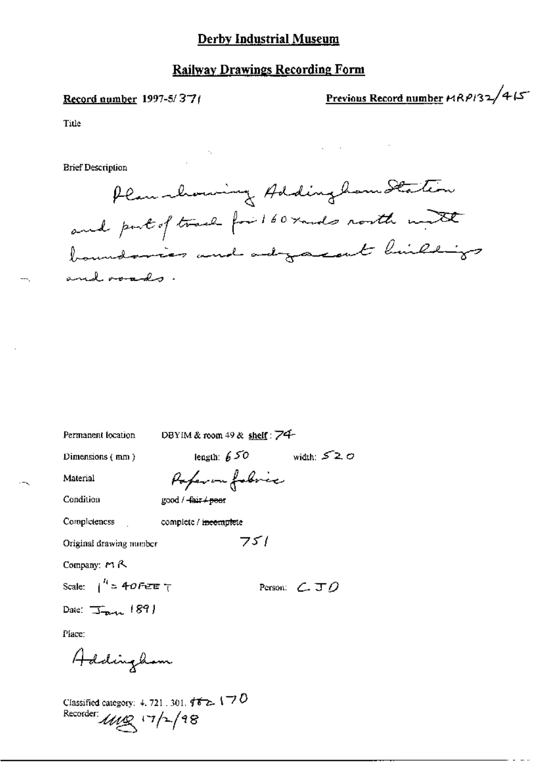# Derby Industrial Museum

## Railway Drawings Recording Form

**Record number** 1997-5/371

**Previous Record number** MRP132/415

Title

Brief Description

Plan showing Addingham Station and part of track for 160 yards north with boundaries and adjacent buildings and roads.

Permanent location DBYIM & room 49 & shelf: 74

Dimensions (mm) length: 650 width: 520

Material Paper on fabric

Condition good / ~~fair / poor~~

Completeness complete / ~~incomplete~~

Original drawing number 751

Company: MR

Scale: 1" = 40 FEET

Person: CJO

Date: Jan 1891

Place:

Addingham

Classified category: 4.721.301. ~~182~~ 170

Recorder: MG 17/2/98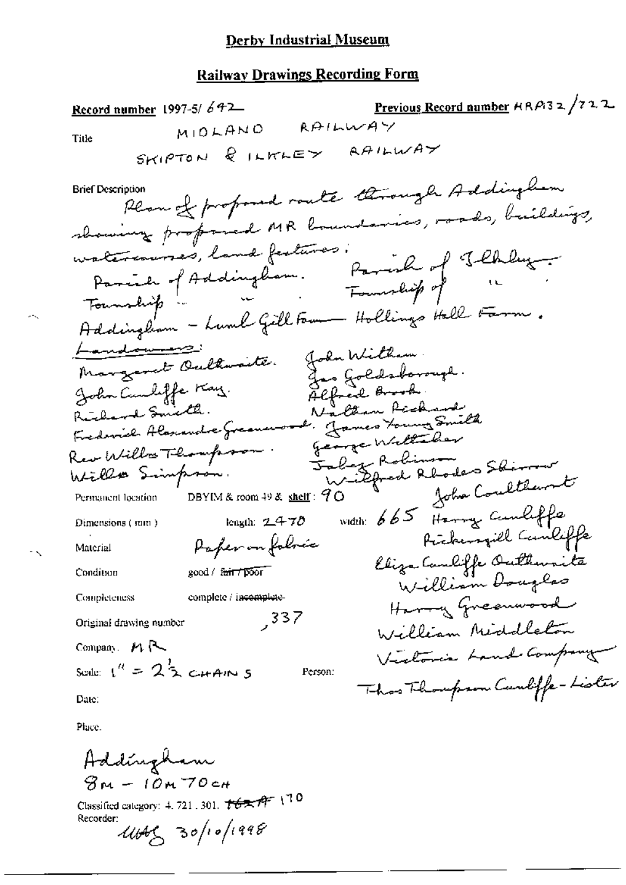# Derby Industrial Museum

## Railway Drawings Recording Form

**Record number** 1997-5/ 642 **Previous Record number** MRP132/722

**Title**
MIDLAND RAILWAY
SKIPTON & ILKLEY RAILWAY

**Brief Description**
Plan of proposed route through Addingham showing proposed MR boundaries, roads, buildings, watercourses, land features:

Parish of Addingham. Parish of Ilkley.
Township " " Township of "
Addingham - Lumb Gill Farm - Hollings Hall Farm.

Landowners:
Margaret Oultwaite. John Witham
John Cunliffe Kay. Jas Goldsborough.
Richard Smith. Alfred Brook.
Frederick Alexander Greenwood. Nathan Pickard
Rev William Thompson. James Young Smith
Willm Simpson. George Whitaker
Jabez Robinson
Wilfred Rhodes Shirrow
John Coulthurst
Harry Cunliffe
Pickersgill Cunliffe
Eliza Cunliffe Oulthwaite
William Douglas
Harry Greenwood
William Middleton
Victoria Land Company
Thos Thompson Cunliffe-Lister

**Permanent location** DBYIM & room 49 & **shelf**: 90

**Dimensions** (mm) length: 2470 width: 665

**Material** Paper on fabric

**Condition** good / ~~fair / poor~~

**Completeness** complete / ~~incomplete~~

**Original drawing number** 337

**Company**: MR

**Scale**: 1" = 2½ CHAINS **Person**:

**Date**:

**Place**:

Addingham
8m - 10m 70ch

Classified category: 4. 721. 301. ~~TBA~~ 170

Recorder: [initials] 30/10/1998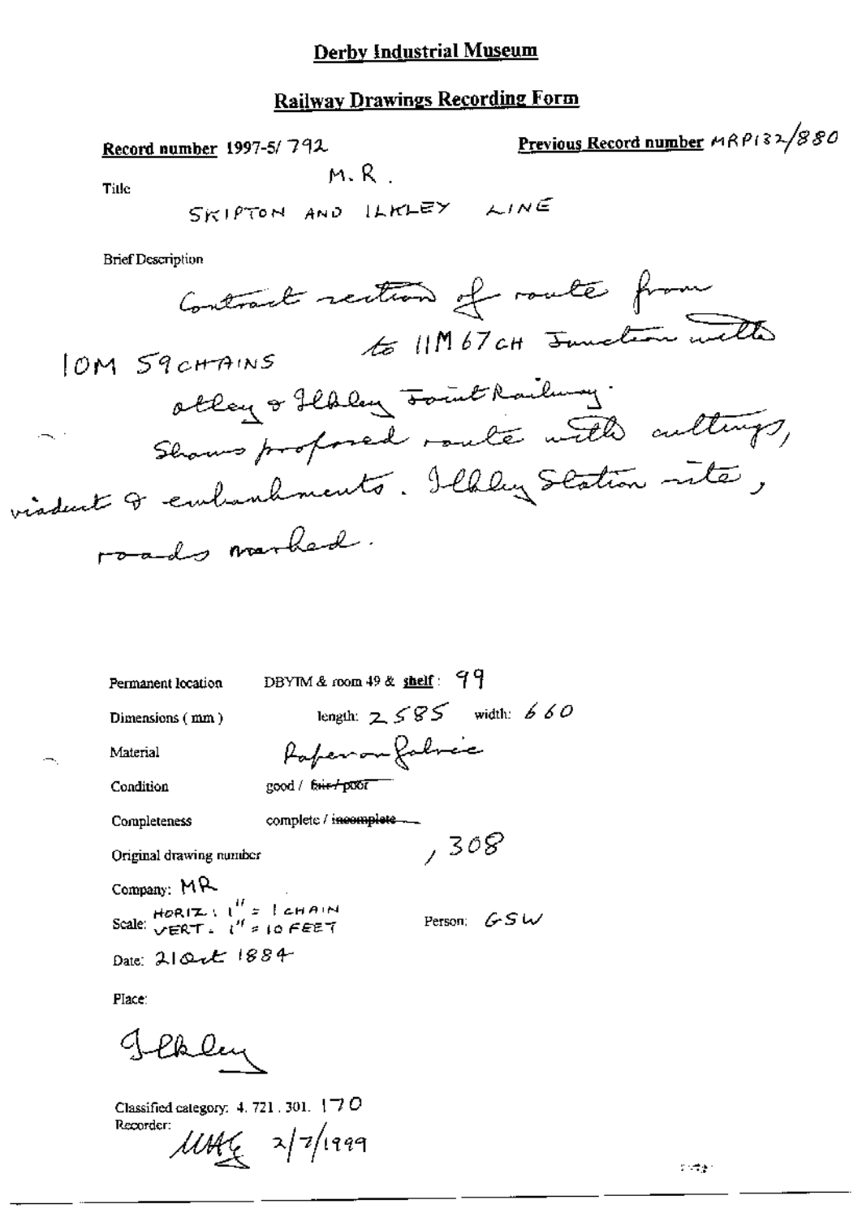# Derby Industrial Museum

## Railway Drawings Recording Form

**Record number** 1997-5/ 792

**Previous Record number** MRP132/880

Title

M.R.

SKIPTON AND ILKLEY LINE

Brief Description

Contract section of route from 10M 59CHAINS to 11M 67CH Junction with Otley & Ilkley Joint Railway. Shows proposed route with cuttings, viaduct & embankments. Ilkley Station site, roads marked.

Permanent location: DBYIM & room 49 & **shelf**: 99

Dimensions (mm): length: 2585 width: 660

Material: Paper on fabric

Condition: good / ~~fair / poor~~

Completeness: complete / ~~incomplete~~

Original drawing number: , 308

Company: MR

Scale: HORIZ: 1" = 1 CHAIN VERT: 1" = 10 FEET

Person: GSW

Date: 21 Oct 1884

Place:

Ilkley

Classified category: 4. 721. 301. 170

Recorder: MAG 2/7/1999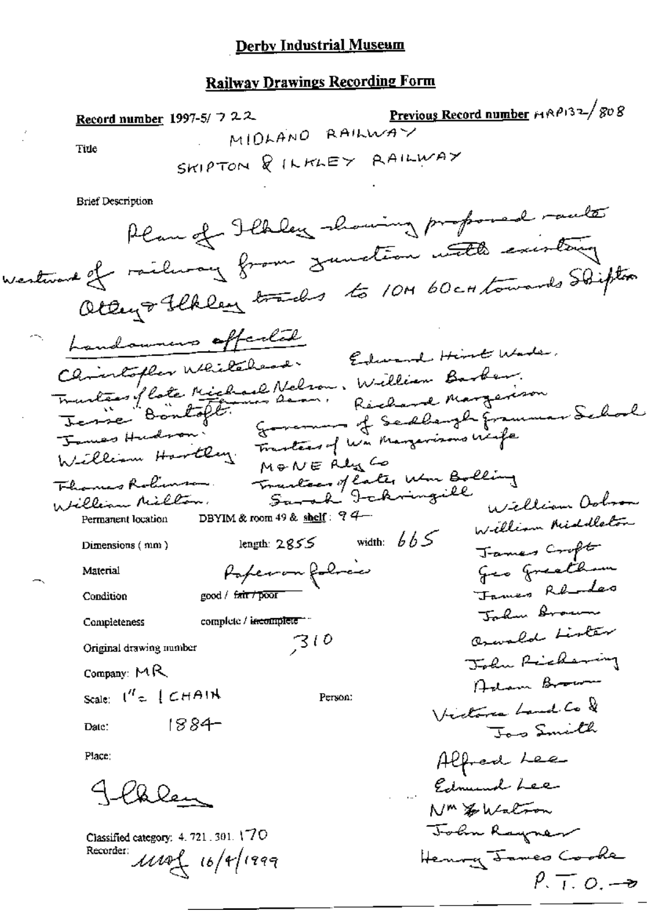# Derby Industrial Museum

## Railway Drawings Recording Form

**Record number** 1997-5/ 722

**Previous Record number** MRP132/808

Title

MIDLAND RAILWAY

SKIPTON & ILKLEY RAILWAY

Brief Description

Plan of Ilkley showing proposed route westward of railway from junction with existing Otley & Ilkley tracks to 10M 60CH towards Skipton

Landowners affected

- Christopher Whitehead.
- Trustees of late Michael Nelson.
- Jesse Bontoft.
- James Hudson.
- William Hartley.
- Thomas Robinson.
- William Milton.
- Edward Hirst Wade.
- William Barber.
- Richard Margerison
- Governors of Sedbergh Grammar School
- Trustees of Wm Margerisons Wife
- M & NE Rly Co
- Trustees of late Wm Bolling
- Sarah Ickringill
- William Dobson
- William Middleton
- James Croft
- Geo Greatham
- James Rhodes
- John Brown
- Oswald Lister
- John Pickering
- Adam Brown
- Victoria Land Co & Jos Smith
- Alfred Lee
- Edmund Lee
- Wm Watson
- John Rayner
- Henry James Cooke

P.T.O. →

Permanent location: DBYIM & room 49 & shelf: 94

Dimensions (mm): length: 2855 width: 665

Material: Paper on fabric

Condition: good / ~~fair / poor~~

Completeness: complete / ~~incomplete~~

Original drawing number: 310

Company: MR

Scale: 1" = 1 CHAIN

Person:

Date: 1884

Place:

Ilkley

Classified category: 4. 721. 301. 170

Recorder: MMF 16/4/1999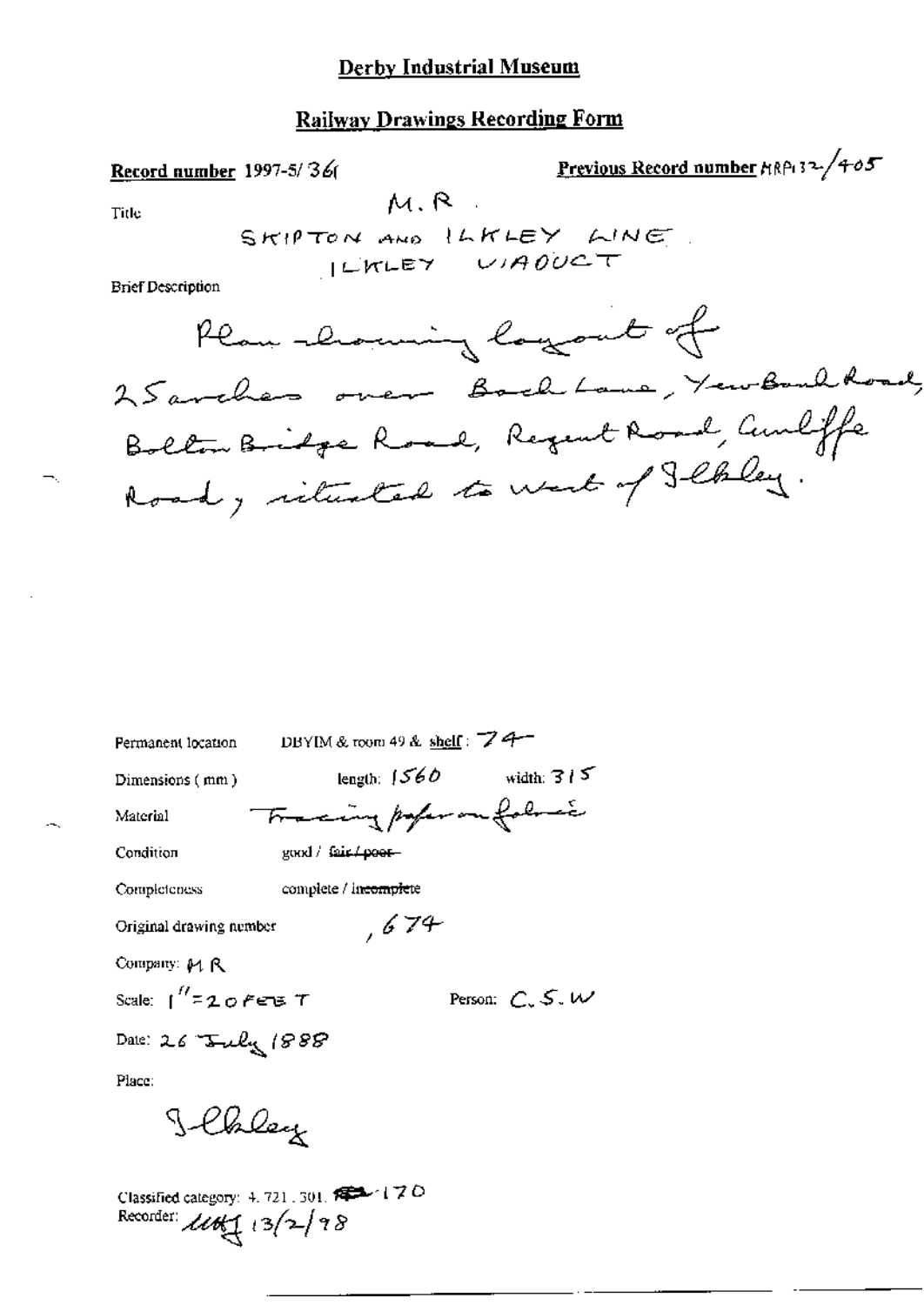# Derby Industrial Museum

## Railway Drawings Recording Form

**Record number** 1997-5/361

**Previous Record number** MRP132/405

Title

M.R.
SKIPTON AND ILKLEY LINE.
ILKLEY VIADUCT

Brief Description

Plan showing layout of 25 arches over Back Lane, Yew Bank Road, Bolton Bridge Road, Regent Road, Cunliffe Road, situated to west of Ilkley.

Permanent location DBYIM & room 49 & shelf: 74

Dimensions (mm) length: 1560 width: 315

Material Tracing paper on fabric

Condition good / ~~fair / poor~~

Completeness complete / ~~incomplete~~

Original drawing number ,674

Company: M R

Scale: 1" = 20 FEET

Person: C. S. W

Date: 26 July 1888

Place:

Ilkley

Classified category: 4.721.301. ~~[illegible]~~ 170

Recorder: [illegible] 13/2/98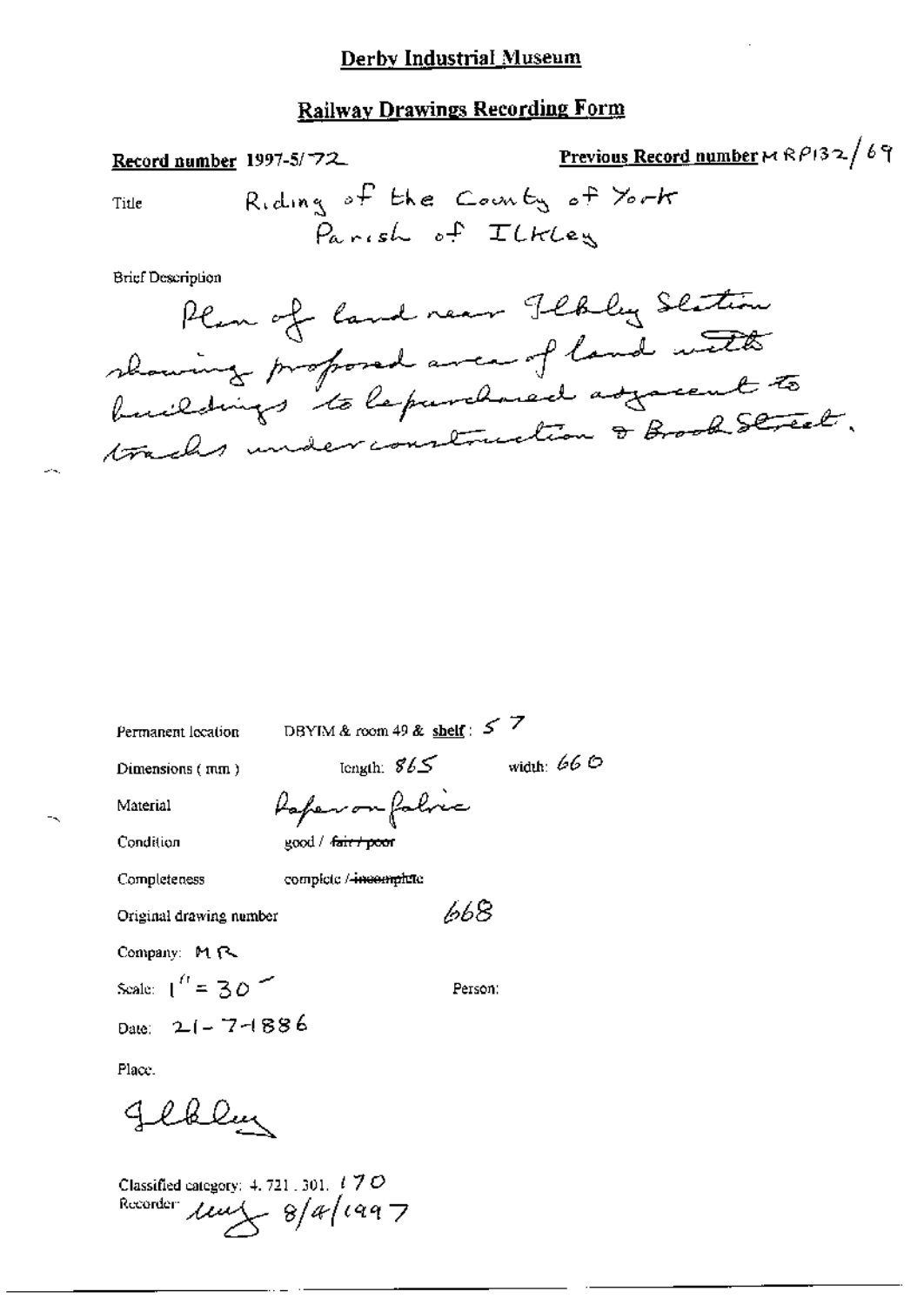# Derby Industrial Museum

## Railway Drawings Recording Form

**Record number** 1997-5/72

**Previous Record number** MRP132/69

Title: Riding of the County of York Parish of Ilkley

Brief Description:

Plan of land near Ilkley Station showing proposed area of land with buildings to be purchased adjacent to tracks under construction & Brook Street.

Permanent location: DBYIM & room 49 & **shelf**: 57

Dimensions (mm): length: 865 width: 660

Material: Paper on fabric

Condition: good / ~~fair / poor~~

Completeness: complete / ~~incomplete~~

Original drawing number: 668

Company: MR

Scale: 1" = 30'

Person:

Date: 21-7-1886

Place:

Ilkley

Classified category: 4. 721. 301. 170

Recorder: [signature] 8/4/1997